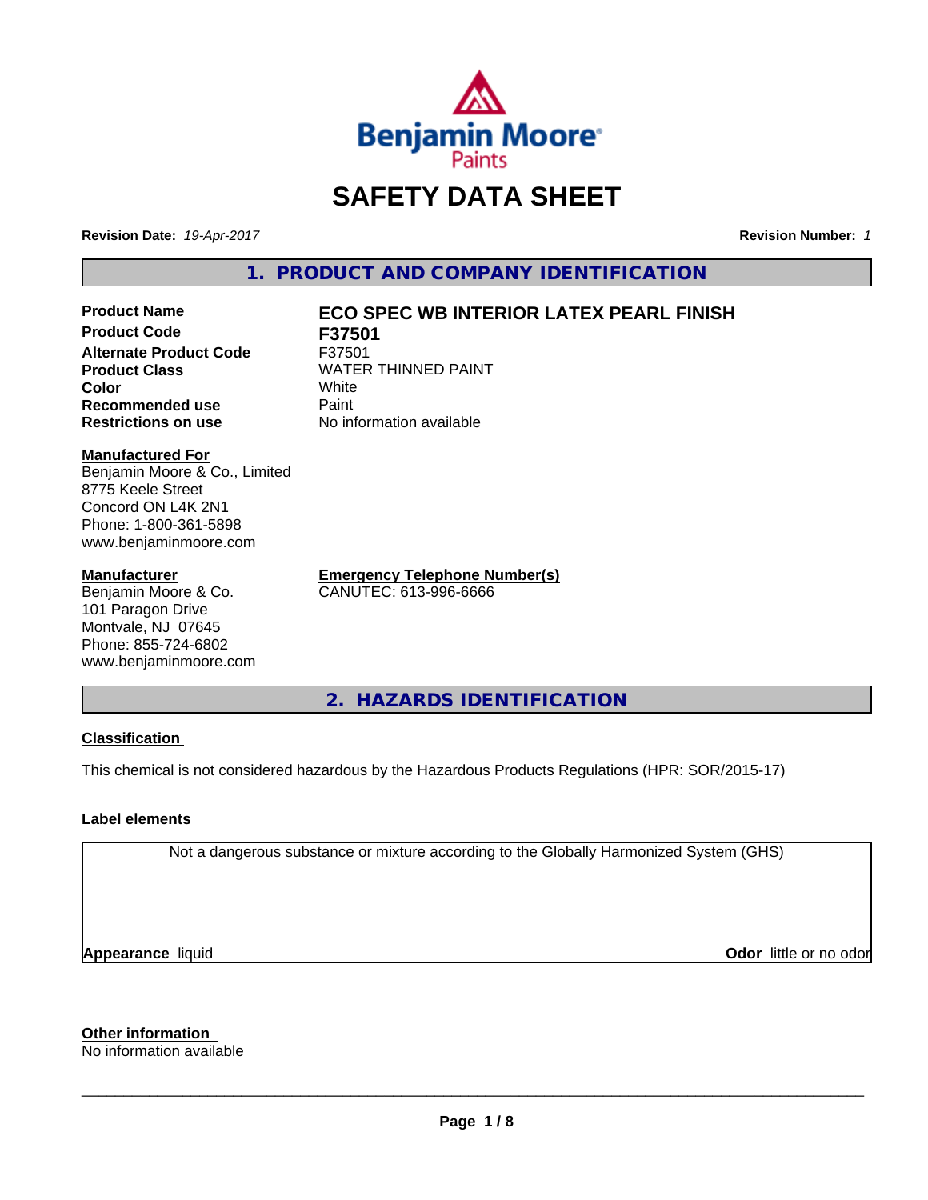# SAFETY DATA SHEET

**Revision Date:** *19-Apr-2017* **Revision Number:** *1*

## 1. PRODUCT AND COMPANY IDENTIFICATION

| | |
|---|---|
| **Product Name** | **ECO SPEC WB INTERIOR LATEX PEARL FINISH** |
| **Product Code** | **F37501** |
| **Alternate Product Code** | F37501 |
| **Product Class** | WATER THINNED PAINT |
| **Color** | White |
| **Recommended use** | Paint |
| **Restrictions on use** | No information available |

**Manufactured For**
Benjamin Moore & Co., Limited
8775 Keele Street
Concord ON L4K 2N1
Phone: 1-800-361-5898
www.benjaminmoore.com

**Manufacturer**
Benjamin Moore & Co.
101 Paragon Drive
Montvale, NJ 07645
Phone: 855-724-6802
www.benjaminmoore.com

**Emergency Telephone Number(s)**
CANUTEC: 613-996-6666

## 2. HAZARDS IDENTIFICATION

**Classification**

This chemical is not considered hazardous by the Hazardous Products Regulations (HPR: SOR/2015-17)

**Label elements**

Not a dangerous substance or mixture according to the Globally Harmonized System (GHS)

**Appearance** liquid **Odor** little or no odor

**Other information**
No information available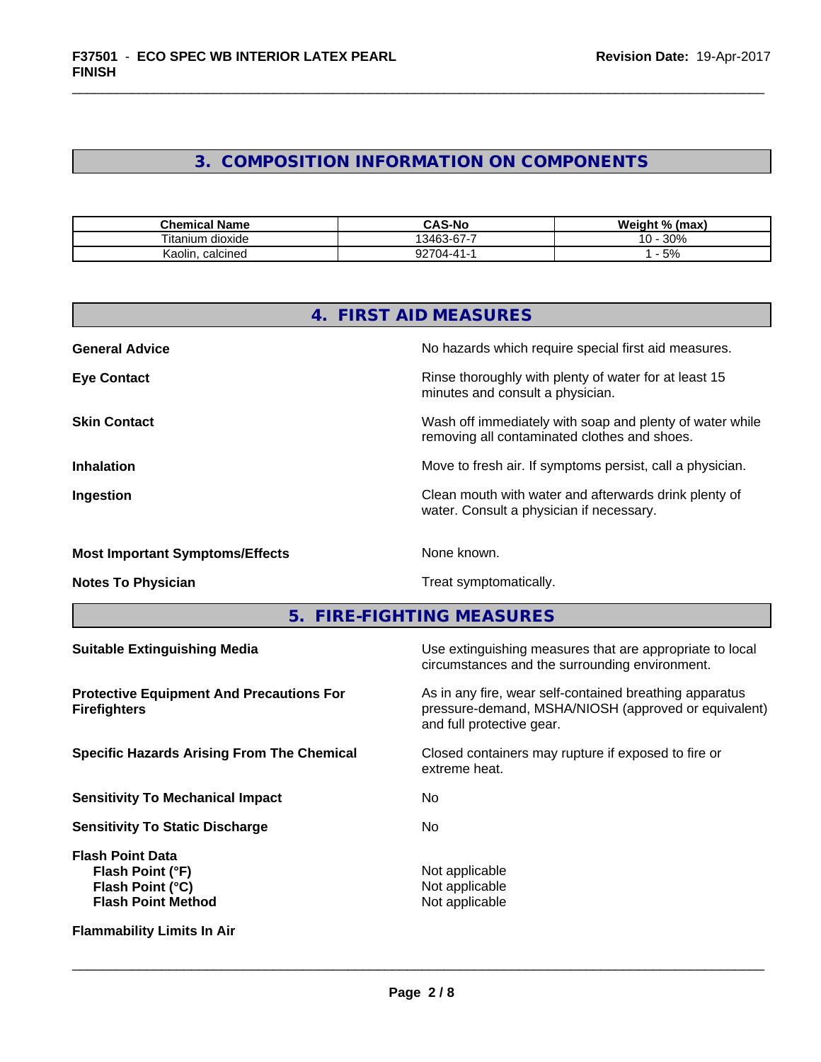## 3. COMPOSITION INFORMATION ON COMPONENTS

| Chemical Name | CAS-No | Weight % (max) |
|---|---|---|
| Titanium dioxide | 13463-67-7 | 10 - 30% |
| Kaolin, calcined | 92704-41-1 | 1 - 5% |

## 4. FIRST AID MEASURES

**General Advice**
No hazards which require special first aid measures.

**Eye Contact**
Rinse thoroughly with plenty of water for at least 15 minutes and consult a physician.

**Skin Contact**
Wash off immediately with soap and plenty of water while removing all contaminated clothes and shoes.

**Inhalation**
Move to fresh air. If symptoms persist, call a physician.

**Ingestion**
Clean mouth with water and afterwards drink plenty of water. Consult a physician if necessary.

**Most Important Symptoms/Effects**
None known.

**Notes To Physician**
Treat symptomatically.

## 5. FIRE-FIGHTING MEASURES

**Suitable Extinguishing Media**
Use extinguishing measures that are appropriate to local circumstances and the surrounding environment.

**Protective Equipment And Precautions For Firefighters**
As in any fire, wear self-contained breathing apparatus pressure-demand, MSHA/NIOSH (approved or equivalent) and full protective gear.

**Specific Hazards Arising From The Chemical**
Closed containers may rupture if exposed to fire or extreme heat.

**Sensitivity To Mechanical Impact**
No

**Sensitivity To Static Discharge**
No

**Flash Point Data**
**Flash Point (°F)** Not applicable
**Flash Point (°C)** Not applicable
**Flash Point Method** Not applicable

**Flammability Limits In Air**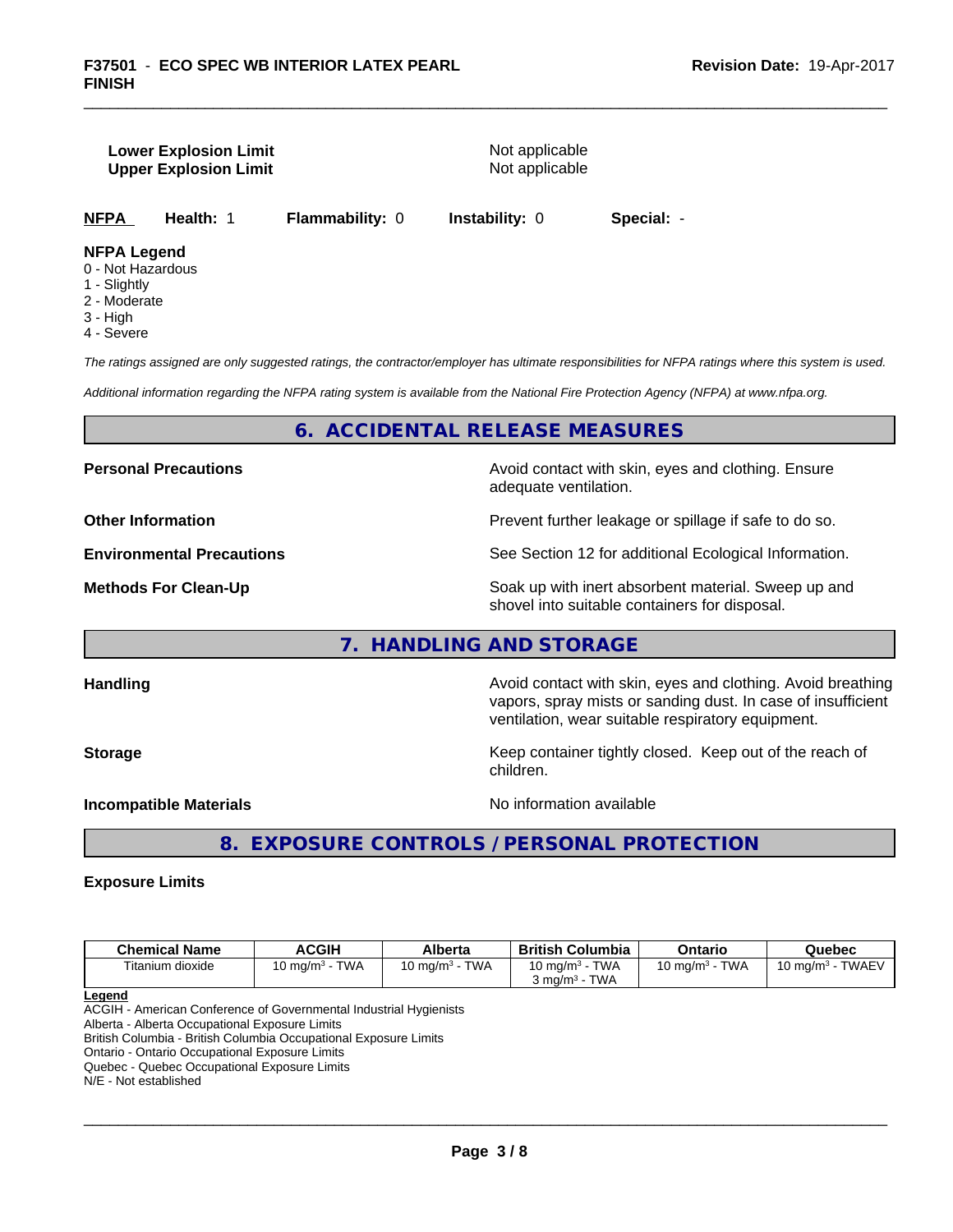| | |
|---|---|
| **Lower Explosion Limit** | Not applicable |
| **Upper Explosion Limit** | Not applicable |

**NFPA** Health: 1 Flammability: 0 Instability: 0 Special: -

**NFPA Legend**
0 - Not Hazardous
1 - Slightly
2 - Moderate
3 - High
4 - Severe

*The ratings assigned are only suggested ratings, the contractor/employer has ultimate responsibilities for NFPA ratings where this system is used.*

*Additional information regarding the NFPA rating system is available from the National Fire Protection Agency (NFPA) at www.nfpa.org.*

## 6. ACCIDENTAL RELEASE MEASURES

| | |
|---|---|
| **Personal Precautions** | Avoid contact with skin, eyes and clothing. Ensure adequate ventilation. |
| **Other Information** | Prevent further leakage or spillage if safe to do so. |
| **Environmental Precautions** | See Section 12 for additional Ecological Information. |
| **Methods For Clean-Up** | Soak up with inert absorbent material. Sweep up and shovel into suitable containers for disposal. |

## 7. HANDLING AND STORAGE

| | |
|---|---|
| **Handling** | Avoid contact with skin, eyes and clothing. Avoid breathing vapors, spray mists or sanding dust. In case of insufficient ventilation, wear suitable respiratory equipment. |
| **Storage** | Keep container tightly closed. Keep out of the reach of children. |
| **Incompatible Materials** | No information available |

## 8. EXPOSURE CONTROLS / PERSONAL PROTECTION

**Exposure Limits**

| Chemical Name | ACGIH | Alberta | British Columbia | Ontario | Quebec |
|---|---|---|---|---|---|
| Titanium dioxide | 10 mg/m³ - TWA | 10 mg/m³ - TWA | 10 mg/m³ - TWA<br>3 mg/m³ - TWA | 10 mg/m³ - TWA | 10 mg/m³ - TWAEV |

**Legend**
ACGIH - American Conference of Governmental Industrial Hygienists
Alberta - Alberta Occupational Exposure Limits
British Columbia - British Columbia Occupational Exposure Limits
Ontario - Ontario Occupational Exposure Limits
Quebec - Quebec Occupational Exposure Limits
N/E - Not established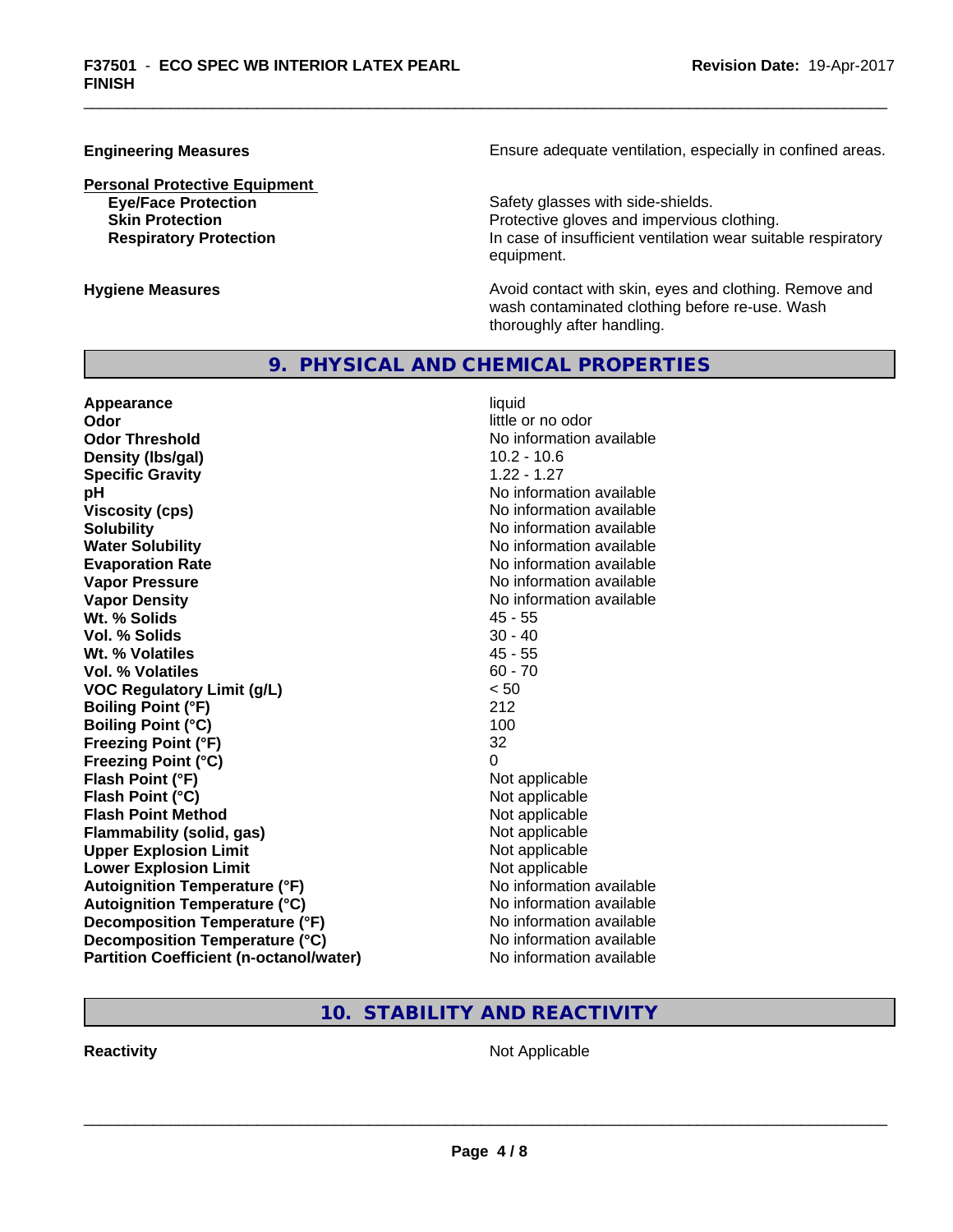**Engineering Measures** Ensure adequate ventilation, especially in confined areas.

**Personal Protective Equipment**

| | |
|---|---|
| **Eye/Face Protection** | Safety glasses with side-shields. |
| **Skin Protection** | Protective gloves and impervious clothing. |
| **Respiratory Protection** | In case of insufficient ventilation wear suitable respiratory equipment. |

**Hygiene Measures** Avoid contact with skin, eyes and clothing. Remove and wash contaminated clothing before re-use. Wash thoroughly after handling.

## 9. PHYSICAL AND CHEMICAL PROPERTIES

| | |
|---|---|
| **Appearance** | liquid |
| **Odor** | little or no odor |
| **Odor Threshold** | No information available |
| **Density (lbs/gal)** | 10.2 - 10.6 |
| **Specific Gravity** | 1.22 - 1.27 |
| **pH** | No information available |
| **Viscosity (cps)** | No information available |
| **Solubility** | No information available |
| **Water Solubility** | No information available |
| **Evaporation Rate** | No information available |
| **Vapor Pressure** | No information available |
| **Vapor Density** | No information available |
| **Wt. % Solids** | 45 - 55 |
| **Vol. % Solids** | 30 - 40 |
| **Wt. % Volatiles** | 45 - 55 |
| **Vol. % Volatiles** | 60 - 70 |
| **VOC Regulatory Limit (g/L)** | < 50 |
| **Boiling Point (°F)** | 212 |
| **Boiling Point (°C)** | 100 |
| **Freezing Point (°F)** | 32 |
| **Freezing Point (°C)** | 0 |
| **Flash Point (°F)** | Not applicable |
| **Flash Point (°C)** | Not applicable |
| **Flash Point Method** | Not applicable |
| **Flammability (solid, gas)** | Not applicable |
| **Upper Explosion Limit** | Not applicable |
| **Lower Explosion Limit** | Not applicable |
| **Autoignition Temperature (°F)** | No information available |
| **Autoignition Temperature (°C)** | No information available |
| **Decomposition Temperature (°F)** | No information available |
| **Decomposition Temperature (°C)** | No information available |
| **Partition Coefficient (n-octanol/water)** | No information available |

## 10. STABILITY AND REACTIVITY

**Reactivity** Not Applicable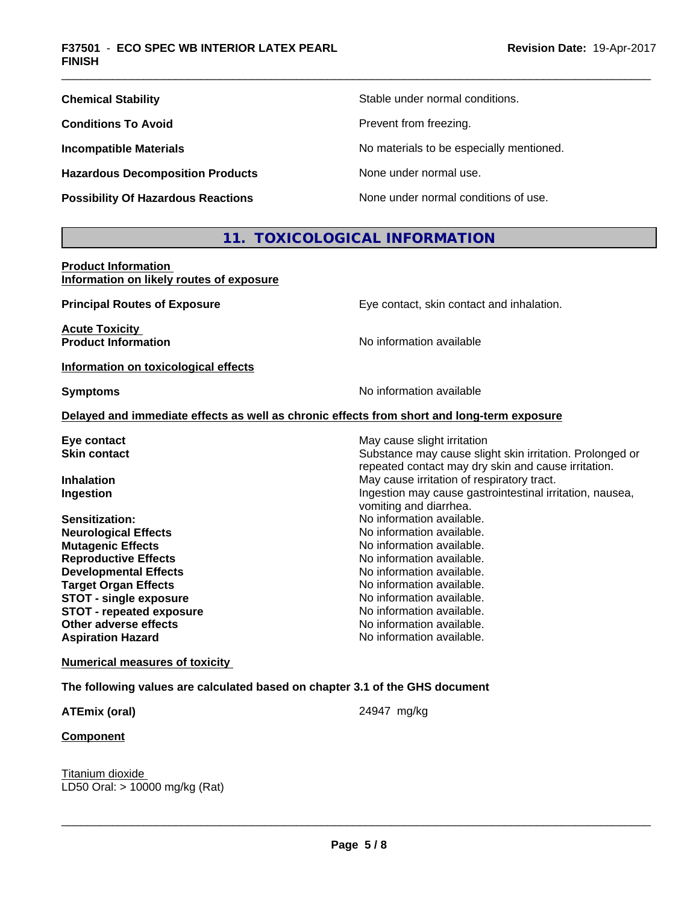**Chemical Stability** Stable under normal conditions.

**Conditions To Avoid** Prevent from freezing.

**Incompatible Materials** No materials to be especially mentioned.

**Hazardous Decomposition Products** None under normal use.

**Possibility Of Hazardous Reactions** None under normal conditions of use.

## 11. TOXICOLOGICAL INFORMATION

**Product Information**
**Information on likely routes of exposure**

**Principal Routes of Exposure** Eye contact, skin contact and inhalation.

**Acute Toxicity**
**Product Information** No information available

**Information on toxicological effects**

**Symptoms** No information available

**Delayed and immediate effects as well as chronic effects from short and long-term exposure**

| | |
|---|---|
| **Eye contact** | May cause slight irritation |
| **Skin contact** | Substance may cause slight skin irritation. Prolonged or repeated contact may dry skin and cause irritation. |
| **Inhalation** | May cause irritation of respiratory tract. |
| **Ingestion** | Ingestion may cause gastrointestinal irritation, nausea, vomiting and diarrhea. |
| **Sensitization:** | No information available. |
| **Neurological Effects** | No information available. |
| **Mutagenic Effects** | No information available. |
| **Reproductive Effects** | No information available. |
| **Developmental Effects** | No information available. |
| **Target Organ Effects** | No information available. |
| **STOT - single exposure** | No information available. |
| **STOT - repeated exposure** | No information available. |
| **Other adverse effects** | No information available. |
| **Aspiration Hazard** | No information available. |

**Numerical measures of toxicity**

**The following values are calculated based on chapter 3.1 of the GHS document**

**ATEmix (oral)** 24947 mg/kg

**Component**

Titanium dioxide
LD50 Oral: > 10000 mg/kg (Rat)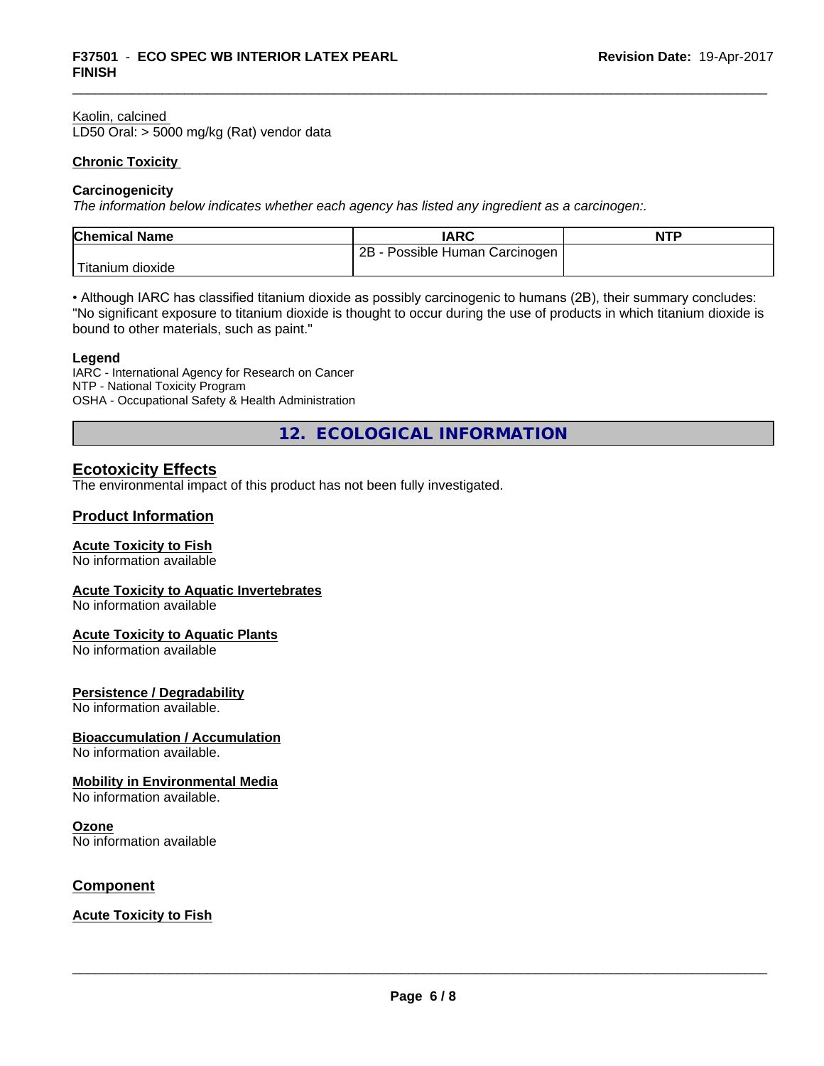Kaolin, calcined
LD50 Oral: > 5000 mg/kg (Rat) vendor data

**Chronic Toxicity**

**Carcinogenicity**

*The information below indicates whether each agency has listed any ingredient as a carcinogen:.*

| Chemical Name | IARC | NTP |
|---|---|---|
| Titanium dioxide | 2B - Possible Human Carcinogen | |

• Although IARC has classified titanium dioxide as possibly carcinogenic to humans (2B), their summary concludes: "No significant exposure to titanium dioxide is thought to occur during the use of products in which titanium dioxide is bound to other materials, such as paint."

**Legend**

IARC - International Agency for Research on Cancer
NTP - National Toxicity Program
OSHA - Occupational Safety & Health Administration

## 12. ECOLOGICAL INFORMATION

### Ecotoxicity Effects

The environmental impact of this product has not been fully investigated.

### Product Information

**Acute Toxicity to Fish**
No information available

**Acute Toxicity to Aquatic Invertebrates**
No information available

**Acute Toxicity to Aquatic Plants**
No information available

**Persistence / Degradability**
No information available.

**Bioaccumulation / Accumulation**
No information available.

**Mobility in Environmental Media**
No information available.

**Ozone**
No information available

### Component

**Acute Toxicity to Fish**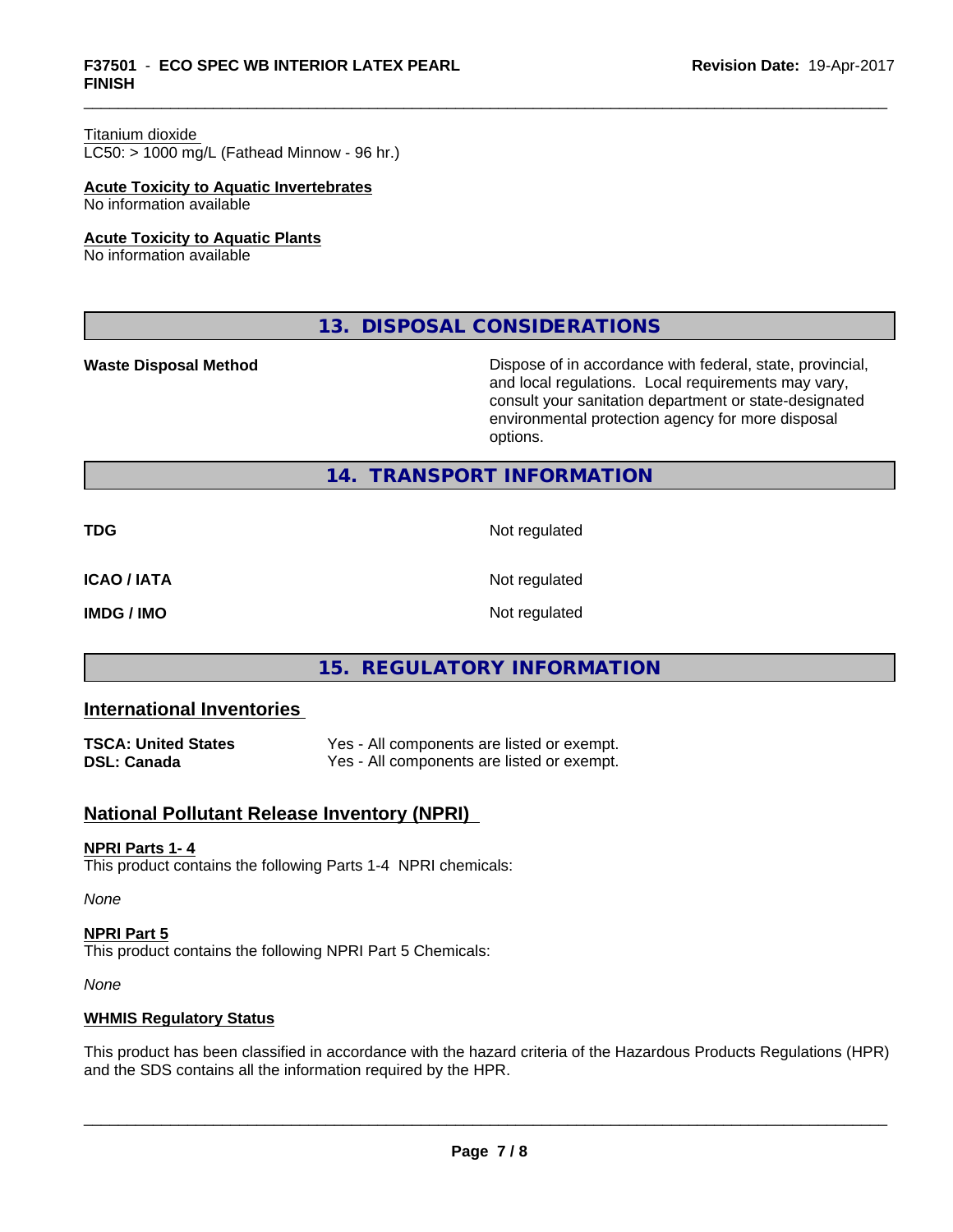Titanium dioxide
LC50: > 1000 mg/L (Fathead Minnow - 96 hr.)

**Acute Toxicity to Aquatic Invertebrates**
No information available

**Acute Toxicity to Aquatic Plants**
No information available

## 13. DISPOSAL CONSIDERATIONS

**Waste Disposal Method** — Dispose of in accordance with federal, state, provincial, and local regulations. Local requirements may vary, consult your sanitation department or state-designated environmental protection agency for more disposal options.

## 14. TRANSPORT INFORMATION

| | |
|---|---|
| **TDG** | Not regulated |
| **ICAO / IATA** | Not regulated |
| **IMDG / IMO** | Not regulated |

## 15. REGULATORY INFORMATION

### International Inventories

| | |
|---|---|
| **TSCA: United States** | Yes - All components are listed or exempt. |
| **DSL: Canada** | Yes - All components are listed or exempt. |

### National Pollutant Release Inventory (NPRI)

**NPRI Parts 1- 4**
This product contains the following Parts 1-4 NPRI chemicals:

*None*

**NPRI Part 5**
This product contains the following NPRI Part 5 Chemicals:

*None*

**WHMIS Regulatory Status**

This product has been classified in accordance with the hazard criteria of the Hazardous Products Regulations (HPR) and the SDS contains all the information required by the HPR.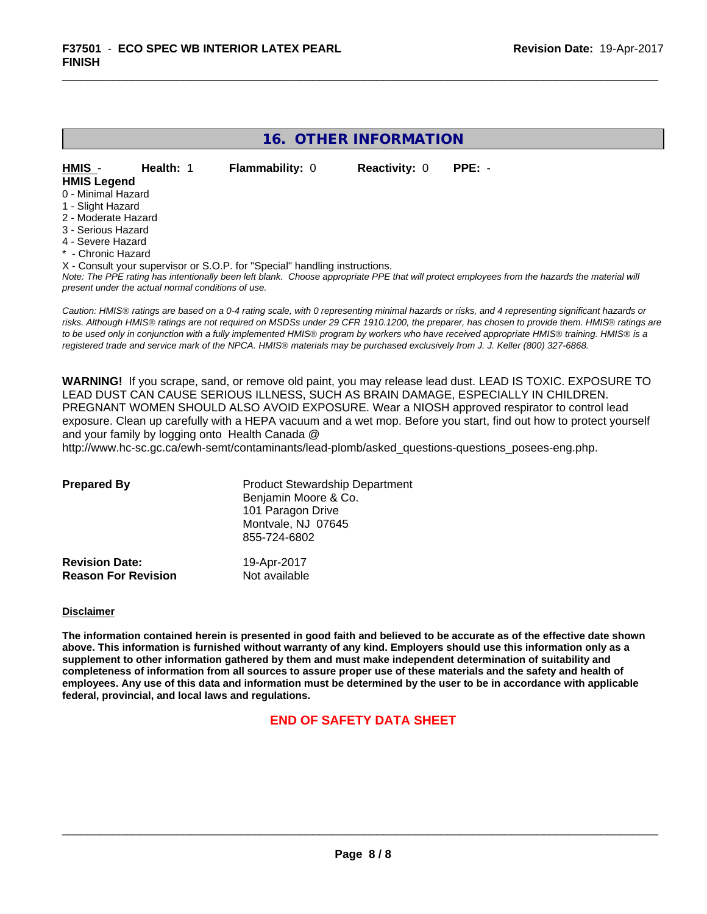## 16. OTHER INFORMATION

**HMIS** - **Health:** 1 **Flammability:** 0 **Reactivity:** 0 **PPE:** -

**HMIS Legend**

0 - Minimal Hazard
1 - Slight Hazard
2 - Moderate Hazard
3 - Serious Hazard
4 - Severe Hazard
* - Chronic Hazard
X - Consult your supervisor or S.O.P. for "Special" handling instructions.

*Note: The PPE rating has intentionally been left blank. Choose appropriate PPE that will protect employees from the hazards the material will present under the actual normal conditions of use.*

*Caution: HMIS® ratings are based on a 0-4 rating scale, with 0 representing minimal hazards or risks, and 4 representing significant hazards or risks. Although HMIS® ratings are not required on MSDSs under 29 CFR 1910.1200, the preparer, has chosen to provide them. HMIS® ratings are to be used only in conjunction with a fully implemented HMIS® program by workers who have received appropriate HMIS® training. HMIS® is a registered trade and service mark of the NPCA. HMIS® materials may be purchased exclusively from J. J. Keller (800) 327-6868.*

**WARNING!** If you scrape, sand, or remove old paint, you may release lead dust. LEAD IS TOXIC. EXPOSURE TO LEAD DUST CAN CAUSE SERIOUS ILLNESS, SUCH AS BRAIN DAMAGE, ESPECIALLY IN CHILDREN. PREGNANT WOMEN SHOULD ALSO AVOID EXPOSURE. Wear a NIOSH approved respirator to control lead exposure. Clean up carefully with a HEPA vacuum and a wet mop. Before you start, find out how to protect yourself and your family by logging onto Health Canada @ http://www.hc-sc.gc.ca/ewh-semt/contaminants/lead-plomb/asked_questions-questions_posees-eng.php.

**Prepared By**
Product Stewardship Department
Benjamin Moore & Co.
101 Paragon Drive
Montvale, NJ 07645
855-724-6802

**Revision Date:** 19-Apr-2017
**Reason For Revision** Not available

**Disclaimer**

**The information contained herein is presented in good faith and believed to be accurate as of the effective date shown above. This information is furnished without warranty of any kind. Employers should use this information only as a supplement to other information gathered by them and must make independent determination of suitability and completeness of information from all sources to assure proper use of these materials and the safety and health of employees. Any use of this data and information must be determined by the user to be in accordance with applicable federal, provincial, and local laws and regulations.**

**END OF SAFETY DATA SHEET**